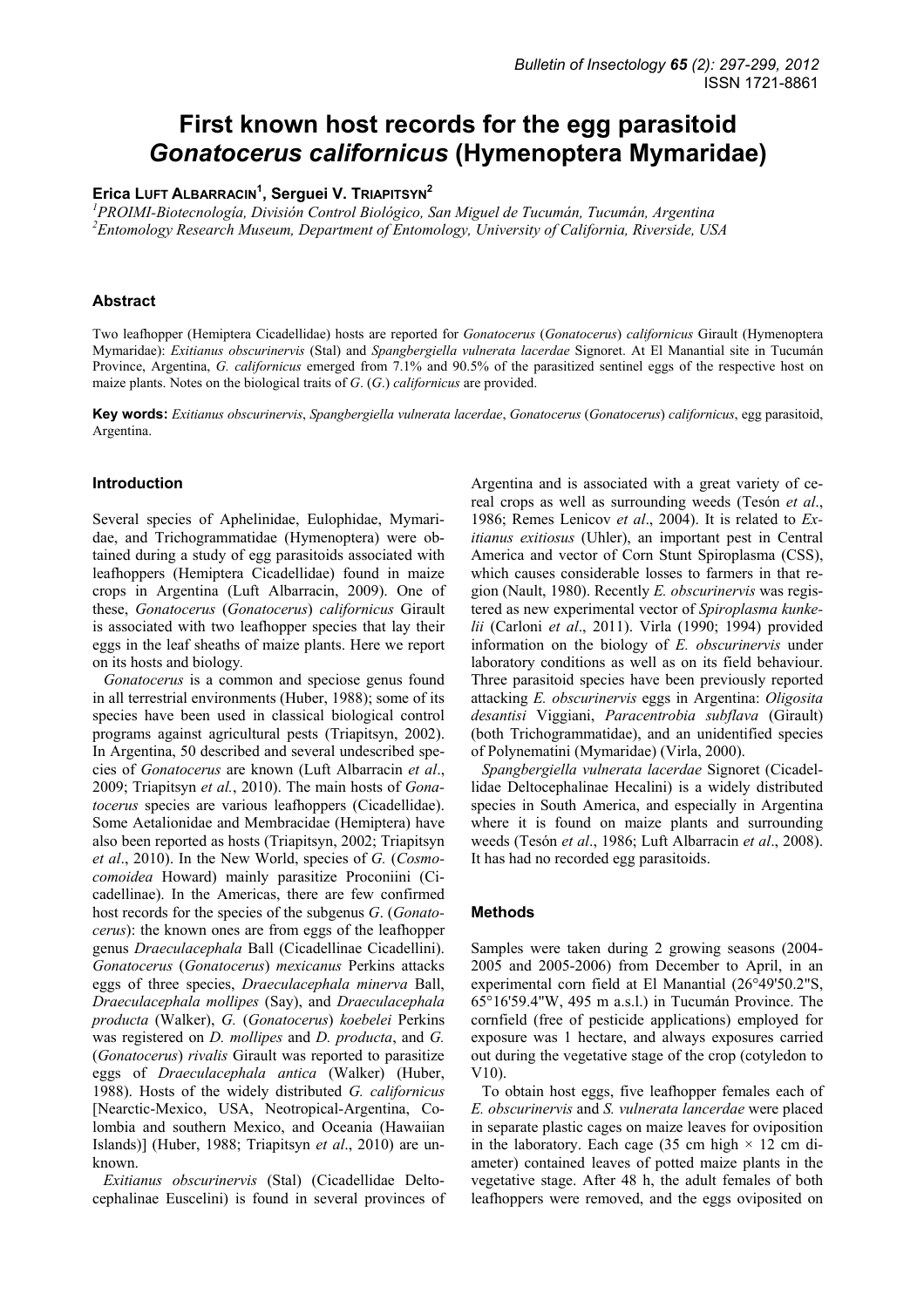# First known host records for the egg parasitoid *Gonatocerus californicus* (Hymenoptera Mymaridae)

**Erica Luft Albarracin[1], Serguei V. Triapitsyn[2]**

[1]*PROIMI-Biotecnología, División Control Biológico, San Miguel de Tucumán, Tucumán, Argentina*
[2]*Entomology Research Museum, Department of Entomology, University of California, Riverside, USA*

## Abstract

Two leafhopper (Hemiptera Cicadellidae) hosts are reported for *Gonatocerus* (*Gonatocerus*) *californicus* Girault (Hymenoptera Mymaridae): *Exitianus obscurinervis* (Stal) and *Spangbergiella vulnerata lacerdae* Signoret. At El Manantial site in Tucumán Province, Argentina, *G. californicus* emerged from 7.1% and 90.5% of the parasitized sentinel eggs of the respective host on maize plants. Notes on the biological traits of *G*. (*G*.) *californicus* are provided.

**Key words:** *Exitianus obscurinervis*, *Spangbergiella vulnerata lacerdae*, *Gonatocerus* (*Gonatocerus*) *californicus*, egg parasitoid, Argentina.

## Introduction

Several species of Aphelinidae, Eulophidae, Mymaridae, and Trichogrammatidae (Hymenoptera) were obtained during a study of egg parasitoids associated with leafhoppers (Hemiptera Cicadellidae) found in maize crops in Argentina (Luft Albarracin, 2009). One of these, *Gonatocerus* (*Gonatocerus*) *californicus* Girault is associated with two leafhopper species that lay their eggs in the leaf sheaths of maize plants. Here we report on its hosts and biology.

*Gonatocerus* is a common and speciose genus found in all terrestrial environments (Huber, 1988); some of its species have been used in classical biological control programs against agricultural pests (Triapitsyn, 2002). In Argentina, 50 described and several undescribed species of *Gonatocerus* are known (Luft Albarracin *et al*., 2009; Triapitsyn *et al.*, 2010). The main hosts of *Gonatocerus* species are various leafhoppers (Cicadellidae). Some Aetalionidae and Membracidae (Hemiptera) have also been reported as hosts (Triapitsyn, 2002; Triapitsyn *et al*., 2010). In the New World, species of *G.* (*Cosmocomoidea* Howard) mainly parasitize Proconiini (Cicadellinae). In the Americas, there are few confirmed host records for the species of the subgenus *G*. (*Gonatocerus*): the known ones are from eggs of the leafhopper genus *Draeculacephala* Ball (Cicadellinae Cicadellini). *Gonatocerus* (*Gonatocerus*) *mexicanus* Perkins attacks eggs of three species, *Draeculacephala minerva* Ball, *Draeculacephala mollipes* (Say), and *Draeculacephala producta* (Walker), *G.* (*Gonatocerus*) *koebelei* Perkins was registered on *D. mollipes* and *D. producta*, and *G.* (*Gonatocerus*) *rivalis* Girault was reported to parasitize eggs of *Draeculacephala antica* (Walker) (Huber, 1988). Hosts of the widely distributed *G. californicus* [Nearctic-Mexico, USA, Neotropical-Argentina, Colombia and southern Mexico, and Oceania (Hawaiian Islands)] (Huber, 1988; Triapitsyn *et al*., 2010) are unknown.

*Exitianus obscurinervis* (Stal) (Cicadellidae Deltocephalinae Euscelini) is found in several provinces of Argentina and is associated with a great variety of cereal crops as well as surrounding weeds (Tesón *et al*., 1986; Remes Lenicov *et al*., 2004). It is related to *Exitianus exitiosus* (Uhler), an important pest in Central America and vector of Corn Stunt Spiroplasma (CSS), which causes considerable losses to farmers in that region (Nault, 1980). Recently *E. obscurinervis* was registered as new experimental vector of *Spiroplasma kunkelii* (Carloni *et al*., 2011). Virla (1990; 1994) provided information on the biology of *E. obscurinervis* under laboratory conditions as well as on its field behaviour. Three parasitoid species have been previously reported attacking *E. obscurinervis* eggs in Argentina: *Oligosita desantisi* Viggiani, *Paracentrobia subflava* (Girault) (both Trichogrammatidae), and an unidentified species of Polynematini (Mymaridae) (Virla, 2000).

*Spangbergiella vulnerata lacerdae* Signoret (Cicadellidae Deltocephalinae Hecalini) is a widely distributed species in South America, and especially in Argentina where it is found on maize plants and surrounding weeds (Tesón *et al*., 1986; Luft Albarracin *et al*., 2008). It has had no recorded egg parasitoids.

## Methods

Samples were taken during 2 growing seasons (2004-2005 and 2005-2006) from December to April, in an experimental corn field at El Manantial (26°49'50.2"S, 65°16'59.4"W, 495 m a.s.l.) in Tucumán Province. The cornfield (free of pesticide applications) employed for exposure was 1 hectare, and always exposures carried out during the vegetative stage of the crop (cotyledon to V10).

To obtain host eggs, five leafhopper females each of *E. obscurinervis* and *S. vulnerata lancerdae* were placed in separate plastic cages on maize leaves for oviposition in the laboratory. Each cage (35 cm high × 12 cm diameter) contained leaves of potted maize plants in the vegetative stage. After 48 h, the adult females of both leafhoppers were removed, and the eggs oviposited on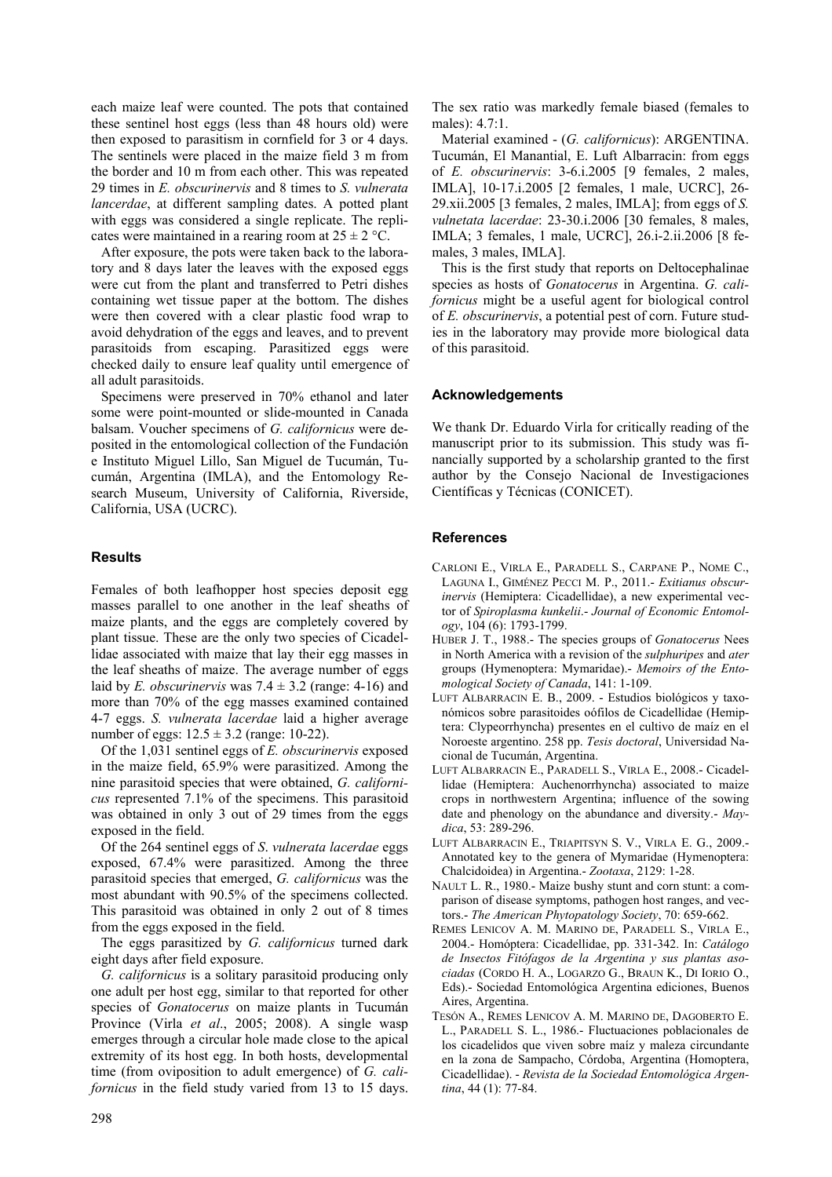each maize leaf were counted. The pots that contained these sentinel host eggs (less than 48 hours old) were then exposed to parasitism in cornfield for 3 or 4 days. The sentinels were placed in the maize field 3 m from the border and 10 m from each other. This was repeated 29 times in *E. obscurinervis* and 8 times to *S. vulnerata lancerdae*, at different sampling dates. A potted plant with eggs was considered a single replicate. The replicates were maintained in a rearing room at 25 ± 2 °C.

After exposure, the pots were taken back to the laboratory and 8 days later the leaves with the exposed eggs were cut from the plant and transferred to Petri dishes containing wet tissue paper at the bottom. The dishes were then covered with a clear plastic food wrap to avoid dehydration of the eggs and leaves, and to prevent parasitoids from escaping. Parasitized eggs were checked daily to ensure leaf quality until emergence of all adult parasitoids.

Specimens were preserved in 70% ethanol and later some were point-mounted or slide-mounted in Canada balsam. Voucher specimens of *G. californicus* were deposited in the entomological collection of the Fundación e Instituto Miguel Lillo, San Miguel de Tucumán, Tucumán, Argentina (IMLA), and the Entomology Research Museum, University of California, Riverside, California, USA (UCRC).

## Results

Females of both leafhopper host species deposit egg masses parallel to one another in the leaf sheaths of maize plants, and the eggs are completely covered by plant tissue. These are the only two species of Cicadellidae associated with maize that lay their egg masses in the leaf sheaths of maize. The average number of eggs laid by *E. obscurinervis* was 7.4 ± 3.2 (range: 4-16) and more than 70% of the egg masses examined contained 4-7 eggs. *S. vulnerata lacerdae* laid a higher average number of eggs: 12.5 ± 3.2 (range: 10-22).

Of the 1,031 sentinel eggs of *E. obscurinervis* exposed in the maize field, 65.9% were parasitized. Among the nine parasitoid species that were obtained, *G. californicus* represented 7.1% of the specimens. This parasitoid was obtained in only 3 out of 29 times from the eggs exposed in the field.

Of the 264 sentinel eggs of *S. vulnerata lacerdae* eggs exposed, 67.4% were parasitized. Among the three parasitoid species that emerged, *G. californicus* was the most abundant with 90.5% of the specimens collected. This parasitoid was obtained in only 2 out of 8 times from the eggs exposed in the field.

The eggs parasitized by *G. californicus* turned dark eight days after field exposure.

*G. californicus* is a solitary parasitoid producing only one adult per host egg, similar to that reported for other species of *Gonatocerus* on maize plants in Tucumán Province (Virla *et al*., 2005; 2008). A single wasp emerges through a circular hole made close to the apical extremity of its host egg. In both hosts, developmental time (from oviposition to adult emergence) of *G. californicus* in the field study varied from 13 to 15 days. The sex ratio was markedly female biased (females to males): 4.7:1.

Material examined - (*G. californicus*): ARGENTINA. Tucumán, El Manantial, E. Luft Albarracin: from eggs of *E. obscurinervis*: 3-6.i.2005 [9 females, 2 males, IMLA], 10-17.i.2005 [2 females, 1 male, UCRC], 26-29.xii.2005 [3 females, 2 males, IMLA]; from eggs of *S. vulnetata lacerdae*: 23-30.i.2006 [30 females, 8 males, IMLA; 3 females, 1 male, UCRC], 26.i-2.ii.2006 [8 females, 3 males, IMLA].

This is the first study that reports on Deltocephalinae species as hosts of *Gonatocerus* in Argentina. *G. californicus* might be a useful agent for biological control of *E. obscurinervis*, a potential pest of corn. Future studies in the laboratory may provide more biological data of this parasitoid.

## Acknowledgements

We thank Dr. Eduardo Virla for critically reading of the manuscript prior to its submission. This study was financially supported by a scholarship granted to the first author by the Consejo Nacional de Investigaciones Científicas y Técnicas (CONICET).

## References

Carloni E., Virla E., Paradell S., Carpane P., Nome C., Laguna I., Giménez Pecci M. P., 2011.- *Exitianus obscurinervis* (Hemiptera: Cicadellidae), a new experimental vector of *Spiroplasma kunkelii*.- *Journal of Economic Entomology*, 104 (6): 1793-1799.

Huber J. T., 1988.- The species groups of *Gonatocerus* Nees in North America with a revision of the *sulphuripes* and *ater* groups (Hymenoptera: Mymaridae).- *Memoirs of the Entomological Society of Canada*, 141: 1-109.

Luft Albarracin E. B., 2009. - Estudios biológicos y taxonómicos sobre parasitoides oófilos de Cicadellidae (Hemiptera: Clypeorrhyncha) presentes en el cultivo de maíz en el Noroeste argentino. 258 pp. *Tesis doctoral*, Universidad Nacional de Tucumán, Argentina.

Luft Albarracin E., Paradell S., Virla E., 2008.- Cicadellidae (Hemiptera: Auchenorrhyncha) associated to maize crops in northwestern Argentina; influence of the sowing date and phenology on the abundance and diversity.- *Maydica*, 53: 289-296.

Luft Albarracin E., Triapitsyn S. V., Virla E. G., 2009.- Annotated key to the genera of Mymaridae (Hymenoptera: Chalcidoidea) in Argentina.- *Zootaxa*, 2129: 1-28.

Nault L. R., 1980.- Maize bushy stunt and corn stunt: a comparison of disease symptoms, pathogen host ranges, and vectors.- *The American Phytopatology Society*, 70: 659-662.

Remes Lenicov A. M. Marino de, Paradell S., Virla E., 2004.- Homóptera: Cicadellidae, pp. 331-342. In: *Catálogo de Insectos Fitófagos de la Argentina y sus plantas asociadas* (Cordo H. A., Logarzo G., Braun K., Di Iorio O., Eds).- Sociedad Entomológica Argentina ediciones, Buenos Aires, Argentina.

Tesón A., Remes Lenicov A. M. Marino de, Dagoberto E. L., Paradell S. L., 1986.- Fluctuaciones poblacionales de los cicadelidos que viven sobre maíz y maleza circundante en la zona de Sampacho, Córdoba, Argentina (Homoptera, Cicadellidae). - *Revista de la Sociedad Entomológica Argentina*, 44 (1): 77-84.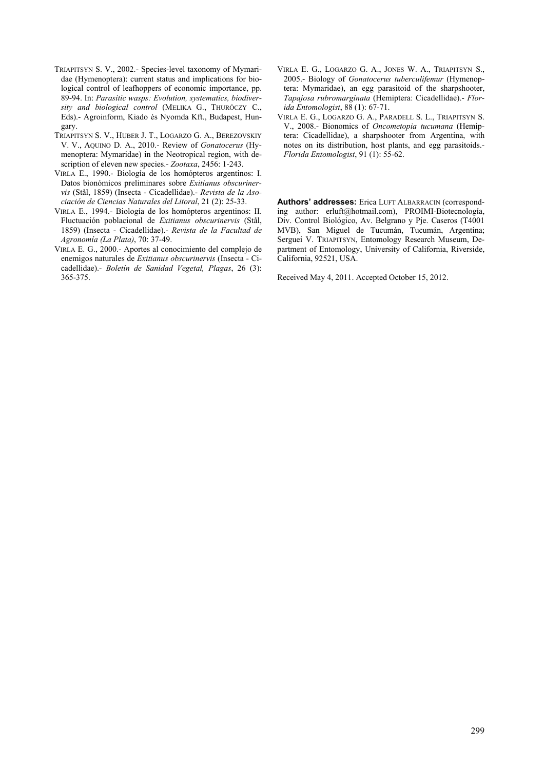TRIAPITSYN S. V., 2002.- Species-level taxonomy of Mymaridae (Hymenoptera): current status and implications for biological control of leafhoppers of economic importance, pp. 89-94. In: *Parasitic wasps: Evolution, systematics, biodiversity and biological control* (MELIKA G., THURÓCZY C., Eds).- Agroinform, Kiado és Nyomda Kft., Budapest, Hungary.

TRIAPITSYN S. V., HUBER J. T., LOGARZO G. A., BEREZOVSKIY V. V., AQUINO D. A., 2010.- Review of *Gonatocerus* (Hymenoptera: Mymaridae) in the Neotropical region, with description of eleven new species.- *Zootaxa*, 2456: 1-243.

VIRLA E., 1990.- Biología de los homópteros argentinos: I. Datos bionómicos preliminares sobre *Exitianus obscurinervis* (Stål, 1859) (Insecta - Cicadellidae).- *Revista de la Asociación de Ciencias Naturales del Litoral*, 21 (2): 25-33.

VIRLA E., 1994.- Biología de los homópteros argentinos: II. Fluctuación poblacional de *Exitianus obscurinervis* (Stål, 1859) (Insecta - Cicadellidae).- *Revista de la Facultad de Agronomía (La Plata)*, 70: 37-49.

VIRLA E. G., 2000.- Aportes al conocimiento del complejo de enemigos naturales de *Exitianus obscurinervis* (Insecta - Cicadellidae).- *Boletín de Sanidad Vegetal, Plagas*, 26 (3): 365-375.

VIRLA E. G., LOGARZO G. A., JONES W. A., TRIAPITSYN S., 2005.- Biology of *Gonatocerus tuberculifemur* (Hymenoptera: Mymaridae), an egg parasitoid of the sharpshooter, *Tapajosa rubromarginata* (Hemiptera: Cicadellidae).- *Florida Entomologist*, 88 (1): 67-71.

VIRLA E. G., LOGARZO G. A., PARADELL S. L., TRIAPITSYN S. V., 2008.- Bionomics of *Oncometopia tucumana* (Hemiptera: Cicadellidae), a sharpshooter from Argentina, with notes on its distribution, host plants, and egg parasitoids.- *Florida Entomologist*, 91 (1): 55-62.

**Authors' addresses:** Erica LUFT ALBARRACIN (corresponding author: erluft@hotmail.com), PROIMI-Biotecnología, Div. Control Biológico, Av. Belgrano y Pje. Caseros (T4001 MVB), San Miguel de Tucumán, Tucumán, Argentina; Serguei V. TRIAPITSYN, Entomology Research Museum, Department of Entomology, University of California, Riverside, California, 92521, USA.

Received May 4, 2011. Accepted October 15, 2012.